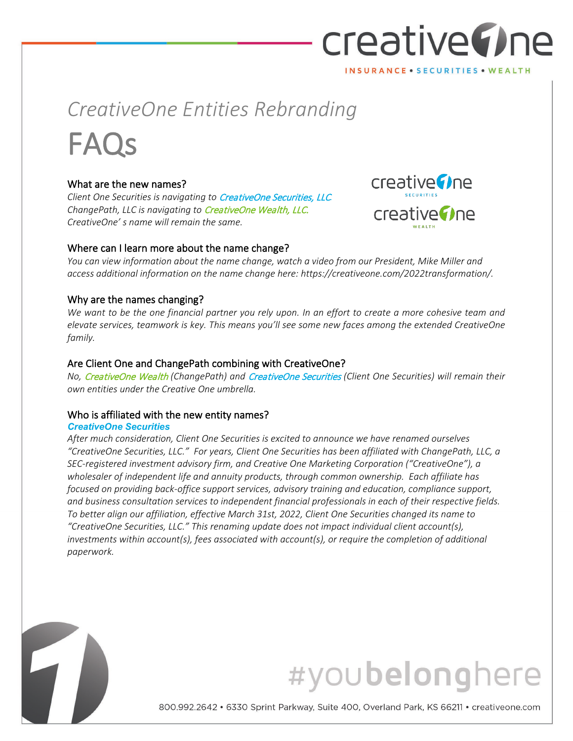# CreativeOne Entities Rebranding

# FAQs

### What are the new names?

*Client One Securities is navigating to CreativeOne Securities, LLC*
*ChangePath, LLC is navigating to CreativeOne Wealth, LLC.*
*CreativeOne' s name will remain the same.*

### Where can I learn more about the name change?

*You can view information about the name change, watch a video from our President, Mike Miller and access additional information on the name change here: https://creativeone.com/2022transformation/.*

### Why are the names changing?

*We want to be the one financial partner you rely upon. In an effort to create a more cohesive team and elevate services, teamwork is key. This means you'll see some new faces among the extended CreativeOne family.*

### Are Client One and ChangePath combining with CreativeOne?

*No, CreativeOne Wealth (ChangePath) and CreativeOne Securities (Client One Securities) will remain their own entities under the Creative One umbrella.*

### Who is affiliated with the new entity names?

***CreativeOne Securities***

*After much consideration, Client One Securities is excited to announce we have renamed ourselves "CreativeOne Securities, LLC." For years, Client One Securities has been affiliated with ChangePath, LLC, a SEC-registered investment advisory firm, and Creative One Marketing Corporation ("CreativeOne"), a wholesaler of independent life and annuity products, through common ownership. Each affiliate has focused on providing back-office support services, advisory training and education, compliance support, and business consultation services to independent financial professionals in each of their respective fields. To better align our affiliation, effective March 31st, 2022, Client One Securities changed its name to "CreativeOne Securities, LLC." This renaming update does not impact individual client account(s), investments within account(s), fees associated with account(s), or require the completion of additional paperwork.*

#youbelonghere

800.992.2642 • 6330 Sprint Parkway, Suite 400, Overland Park, KS 66211 • creativeone.com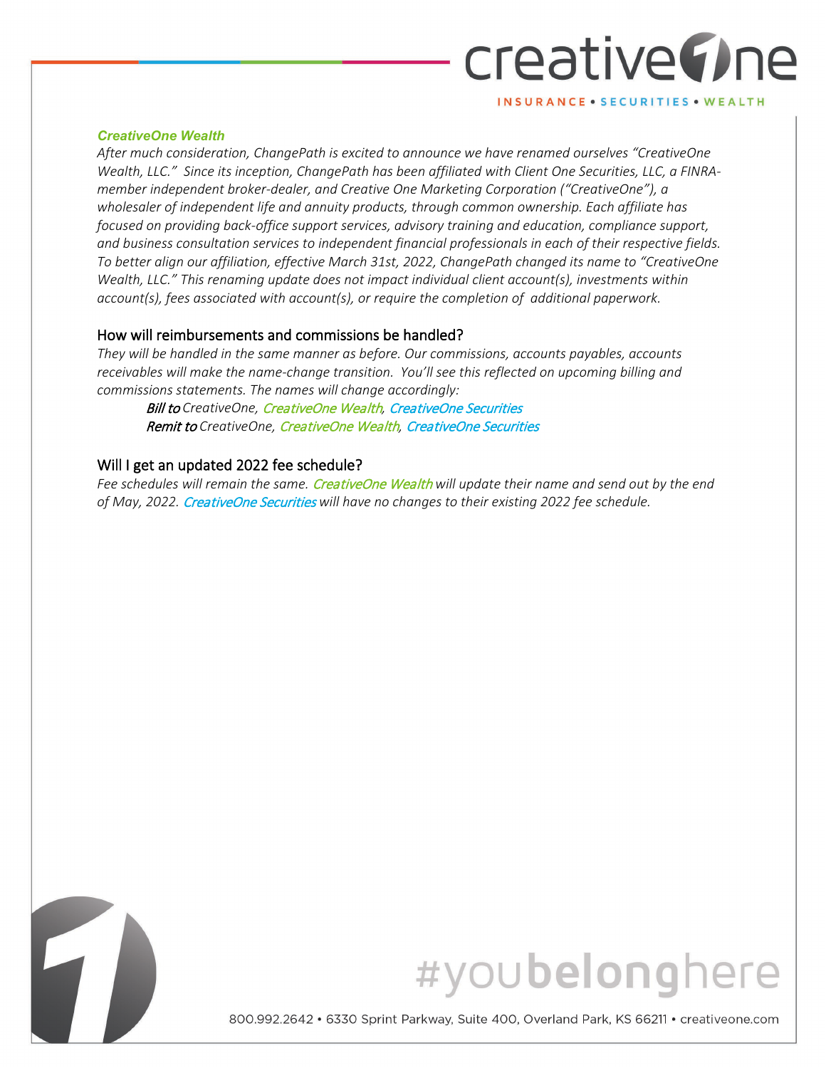### CreativeOne Wealth

*After much consideration, ChangePath is excited to announce we have renamed ourselves "CreativeOne Wealth, LLC." Since its inception, ChangePath has been affiliated with Client One Securities, LLC, a FINRA-member independent broker-dealer, and Creative One Marketing Corporation ("CreativeOne"), a wholesaler of independent life and annuity products, through common ownership. Each affiliate has focused on providing back-office support services, advisory training and education, compliance support, and business consultation services to independent financial professionals in each of their respective fields. To better align our affiliation, effective March 31st, 2022, ChangePath changed its name to "CreativeOne Wealth, LLC." This renaming update does not impact individual client account(s), investments within account(s), fees associated with account(s), or require the completion of additional paperwork.*

### How will reimbursements and commissions be handled?

*They will be handled in the same manner as before. Our commissions, accounts payables, accounts receivables will make the name-change transition. You'll see this reflected on upcoming billing and commissions statements. The names will change accordingly:*

> ***Bill to*** *CreativeOne, CreativeOne Wealth, CreativeOne Securities*
>
> ***Remit to*** *CreativeOne, CreativeOne Wealth, CreativeOne Securities*

### Will I get an updated 2022 fee schedule?

*Fee schedules will remain the same. CreativeOne Wealth will update their name and send out by the end of May, 2022. CreativeOne Securities will have no changes to their existing 2022 fee schedule.*

#youbelonghere

800.992.2642 • 6330 Sprint Parkway, Suite 400, Overland Park, KS 66211 • creativeone.com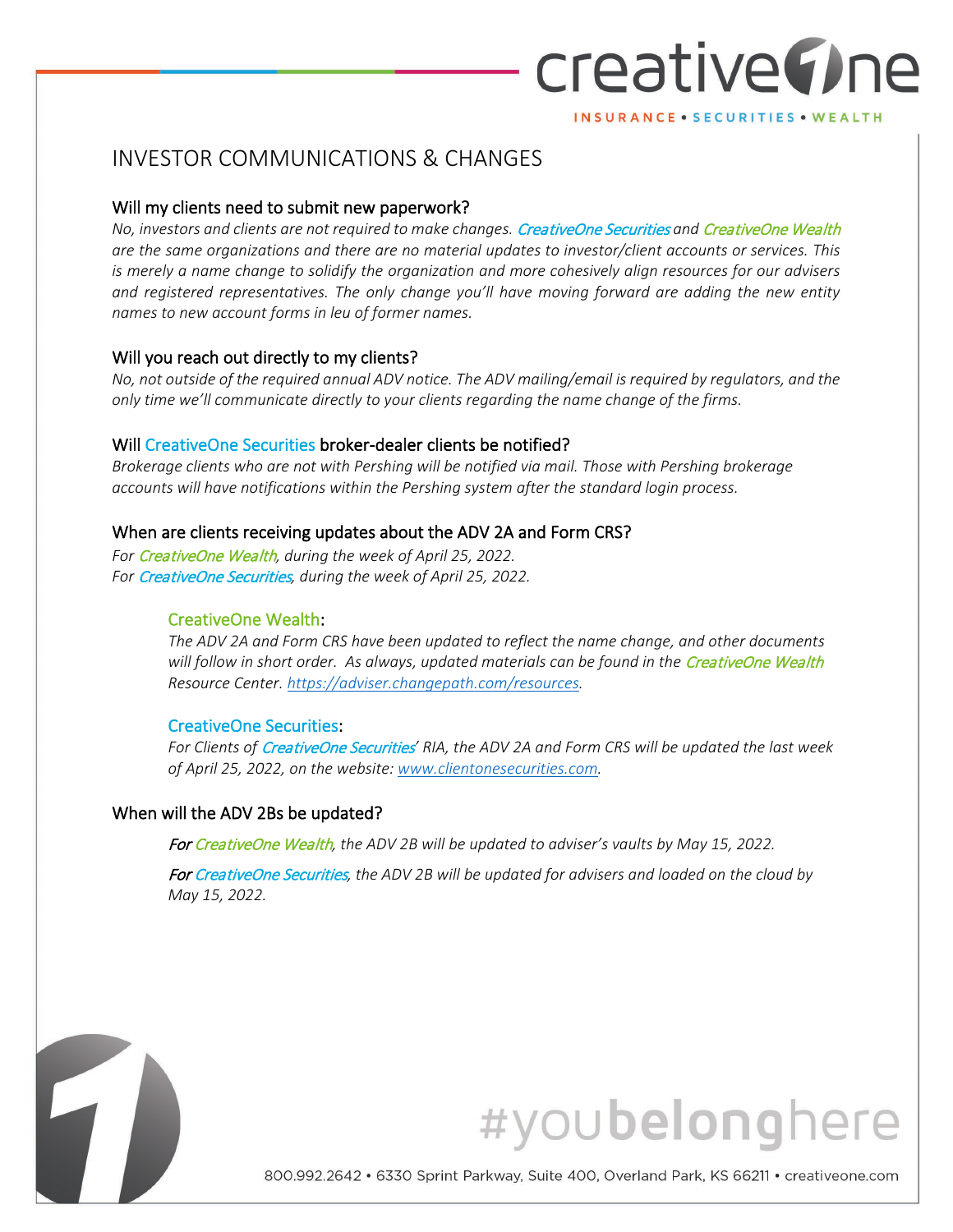# INVESTOR COMMUNICATIONS & CHANGES

### Will my clients need to submit new paperwork?

*No, investors and clients are not required to make changes. CreativeOne Securities and CreativeOne Wealth are the same organizations and there are no material updates to investor/client accounts or services. This is merely a name change to solidify the organization and more cohesively align resources for our advisers and registered representatives. The only change you'll have moving forward are adding the new entity names to new account forms in leu of former names.*

### Will you reach out directly to my clients?

*No, not outside of the required annual ADV notice. The ADV mailing/email is required by regulators, and the only time we'll communicate directly to your clients regarding the name change of the firms.*

### Will CreativeOne Securities broker-dealer clients be notified?

*Brokerage clients who are not with Pershing will be notified via mail. Those with Pershing brokerage accounts will have notifications within the Pershing system after the standard login process.*

### When are clients receiving updates about the ADV 2A and Form CRS?

*For CreativeOne Wealth, during the week of April 25, 2022.*
*For CreativeOne Securities, during the week of April 25, 2022.*

#### CreativeOne Wealth:

*The ADV 2A and Form CRS have been updated to reflect the name change, and other documents will follow in short order. As always, updated materials can be found in the CreativeOne Wealth Resource Center. https://adviser.changepath.com/resources.*

#### CreativeOne Securities:

*For Clients of CreativeOne Securities' RIA, the ADV 2A and Form CRS will be updated the last week of April 25, 2022, on the website: www.clientonesecurities.com.*

### When will the ADV 2Bs be updated?

*For CreativeOne Wealth, the ADV 2B will be updated to adviser's vaults by May 15, 2022.*

*For CreativeOne Securities, the ADV 2B will be updated for advisers and loaded on the cloud by May 15, 2022.*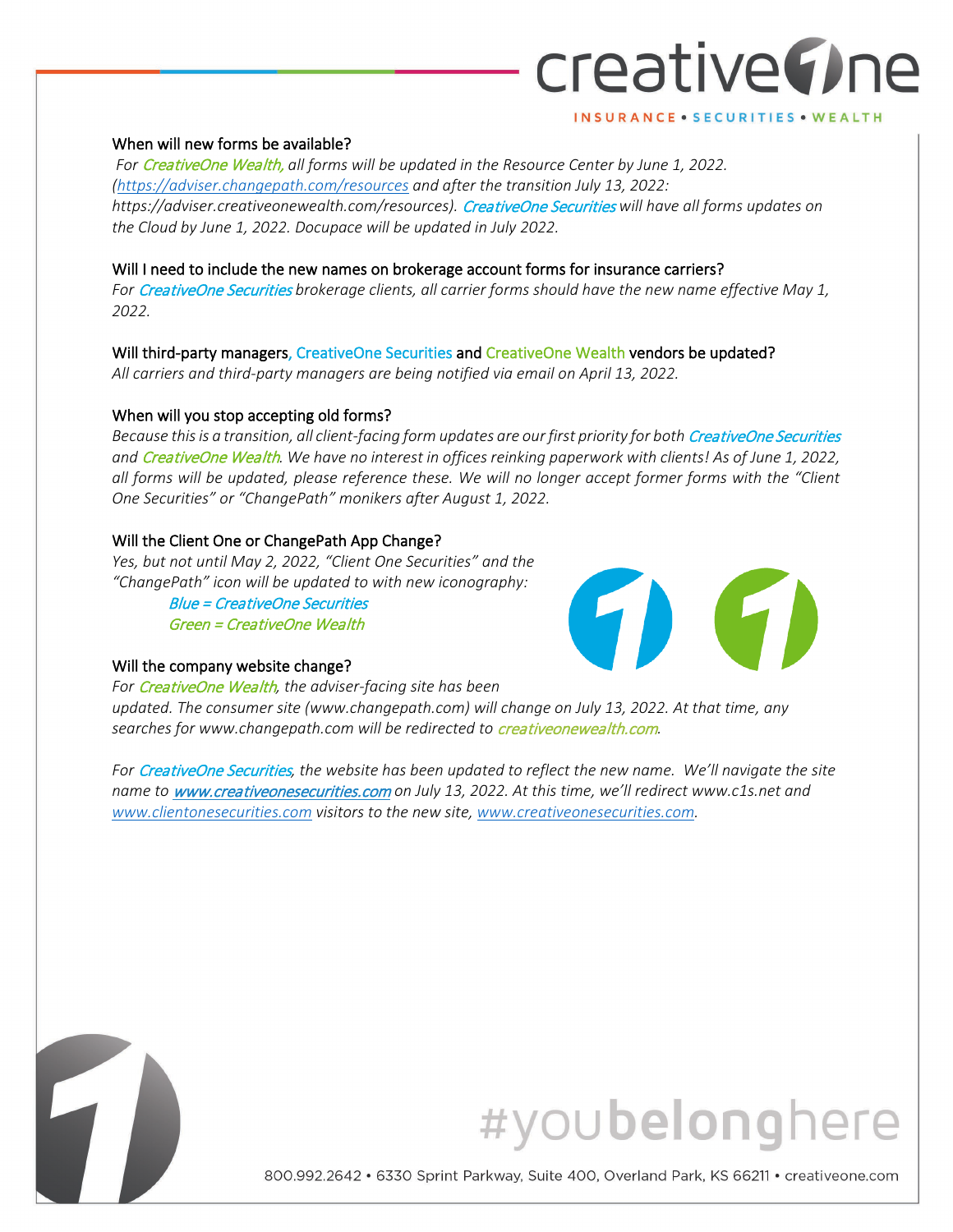### When will new forms be available?

*For CreativeOne Wealth, all forms will be updated in the Resource Center by June 1, 2022. (https://adviser.changepath.com/resources and after the transition July 13, 2022: https://adviser.creativeonewealth.com/resources). CreativeOne Securities will have all forms updates on the Cloud by June 1, 2022. Docupace will be updated in July 2022.*

### Will I need to include the new names on brokerage account forms for insurance carriers?

*For CreativeOne Securities brokerage clients, all carrier forms should have the new name effective May 1, 2022.*

### Will third-party managers, CreativeOne Securities and CreativeOne Wealth vendors be updated?

*All carriers and third-party managers are being notified via email on April 13, 2022.*

### When will you stop accepting old forms?

*Because this is a transition, all client-facing form updates are our first priority for both CreativeOne Securities and CreativeOne Wealth. We have no interest in offices reinking paperwork with clients! As of June 1, 2022, all forms will be updated, please reference these. We will no longer accept former forms with the "Client One Securities" or "ChangePath" monikers after August 1, 2022.*

### Will the Client One or ChangePath App Change?

*Yes, but not until May 2, 2022, "Client One Securities" and the "ChangePath" icon will be updated to with new iconography:*

*Blue = CreativeOne Securities*
*Green = CreativeOne Wealth*

### Will the company website change?

*For CreativeOne Wealth, the adviser-facing site has been updated. The consumer site (www.changepath.com) will change on July 13, 2022. At that time, any searches for www.changepath.com will be redirected to creativeonewealth.com.*

*For CreativeOne Securities, the website has been updated to reflect the new name. We'll navigate the site name to **www.creativeonesecurities.com** on July 13, 2022. At this time, we'll redirect www.c1s.net and www.clientonesecurities.com visitors to the new site, www.creativeonesecurities.com.*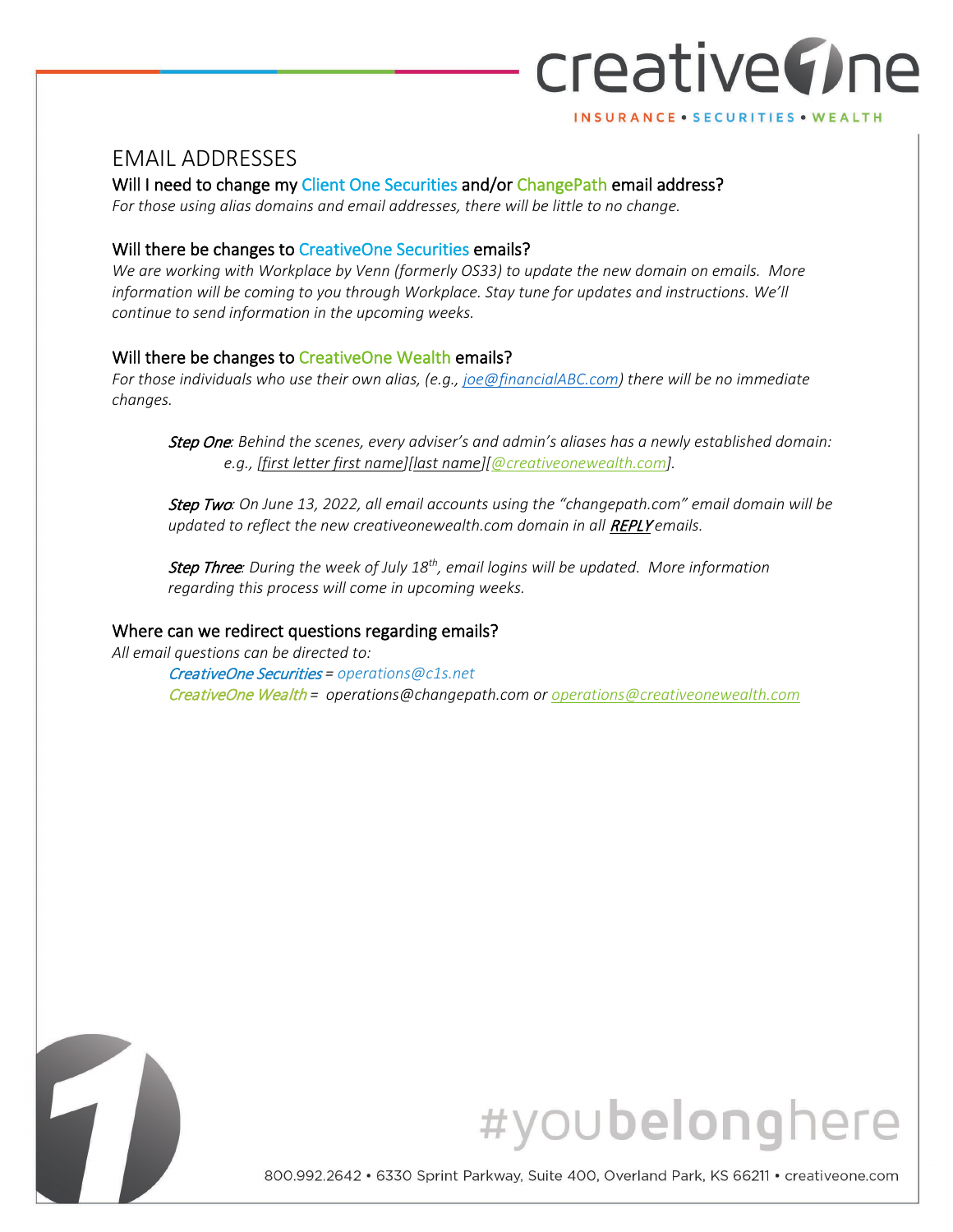## EMAIL ADDRESSES

### Will I need to change my Client One Securities and/or ChangePath email address?

*For those using alias domains and email addresses, there will be little to no change.*

### Will there be changes to CreativeOne Securities emails?

*We are working with Workplace by Venn (formerly OS33) to update the new domain on emails. More information will be coming to you through Workplace. Stay tune for updates and instructions. We'll continue to send information in the upcoming weeks.*

### Will there be changes to CreativeOne Wealth emails?

*For those individuals who use their own alias, (e.g., joe@financialABC.com) there will be no immediate changes.*

> ***Step One**: Behind the scenes, every adviser's and admin's aliases has a newly established domain: e.g., [first letter first name][last name][@creativeonewealth.com].*
>
> ***Step Two**: On June 13, 2022, all email accounts using the "changepath.com" email domain will be updated to reflect the new creativeonewealth.com domain in all **REPLY** emails.*
>
> ***Step Three**: During the week of July 18th, email logins will be updated. More information regarding this process will come in upcoming weeks.*

### Where can we redirect questions regarding emails?

*All email questions can be directed to:*

> *CreativeOne Securities = operations@c1s.net*
>
> *CreativeOne Wealth = operations@changepath.com or operations@creativeonewealth.com*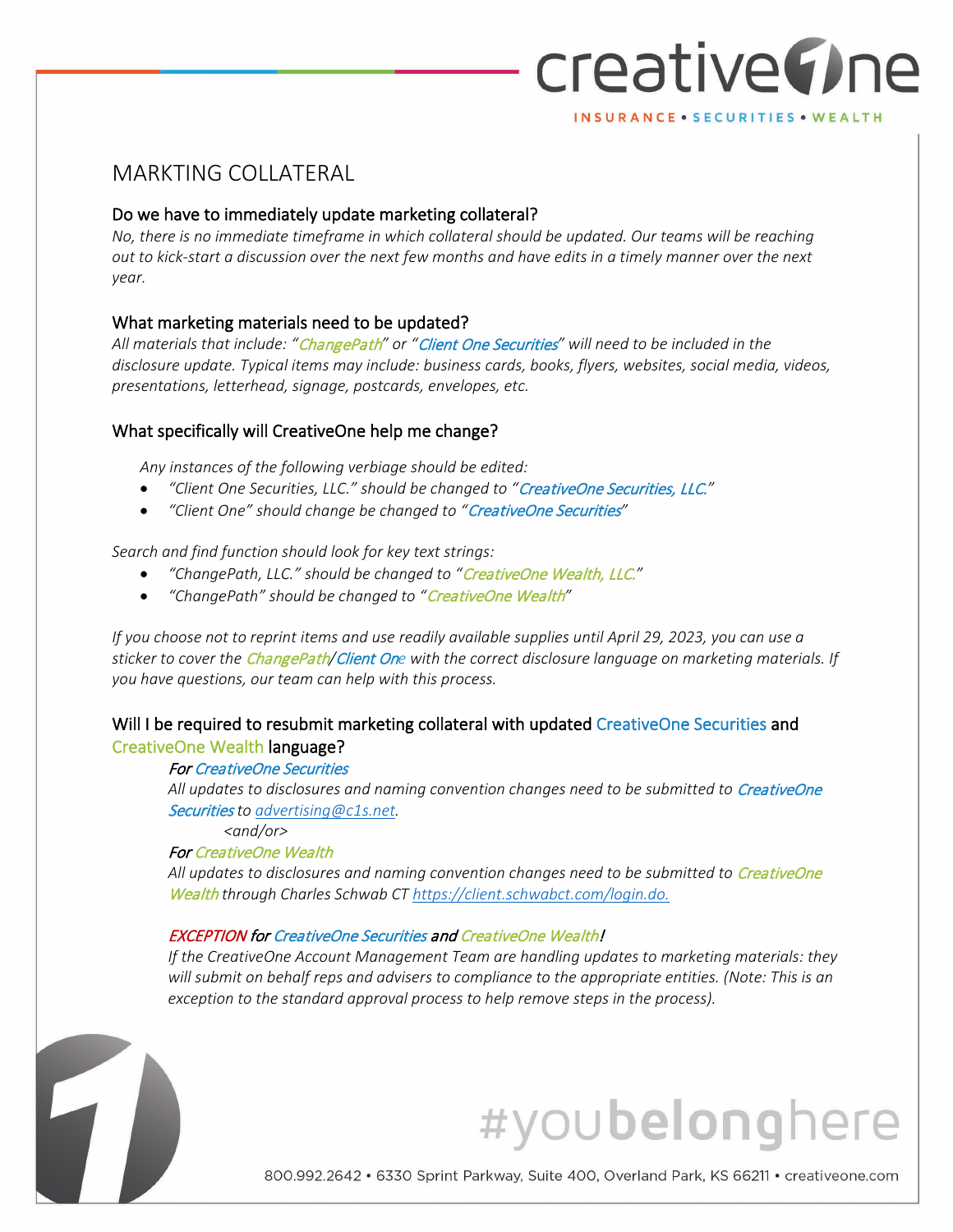# MARKTING COLLATERAL

### Do we have to immediately update marketing collateral?

*No, there is no immediate timeframe in which collateral should be updated. Our teams will be reaching out to kick-start a discussion over the next few months and have edits in a timely manner over the next year.*

### What marketing materials need to be updated?

*All materials that include: "ChangePath" or "Client One Securities" will need to be included in the disclosure update. Typical items may include: business cards, books, flyers, websites, social media, videos, presentations, letterhead, signage, postcards, envelopes, etc.*

### What specifically will CreativeOne help me change?

*Any instances of the following verbiage should be edited:*

- *"Client One Securities, LLC." should be changed to "CreativeOne Securities, LLC."*
- *"Client One" should change be changed to "CreativeOne Securities"*

*Search and find function should look for key text strings:*

- *"ChangePath, LLC." should be changed to "CreativeOne Wealth, LLC."*
- *"ChangePath" should be changed to "CreativeOne Wealth"*

*If you choose not to reprint items and use readily available supplies until April 29, 2023, you can use a sticker to cover the ChangePath/Client One with the correct disclosure language on marketing materials. If you have questions, our team can help with this process.*

### Will I be required to resubmit marketing collateral with updated CreativeOne Securities and CreativeOne Wealth language?

*For CreativeOne Securities*
*All updates to disclosures and naming convention changes need to be submitted to CreativeOne Securities to advertising@c1s.net.*

*<and/or>*

*For CreativeOne Wealth*
*All updates to disclosures and naming convention changes need to be submitted to CreativeOne Wealth through Charles Schwab CT https://client.schwabct.com/login.do.*

*EXCEPTION for CreativeOne Securities and CreativeOne Wealth!*
*If the CreativeOne Account Management Team are handling updates to marketing materials: they will submit on behalf reps and advisers to compliance to the appropriate entities. (Note: This is an exception to the standard approval process to help remove steps in the process).*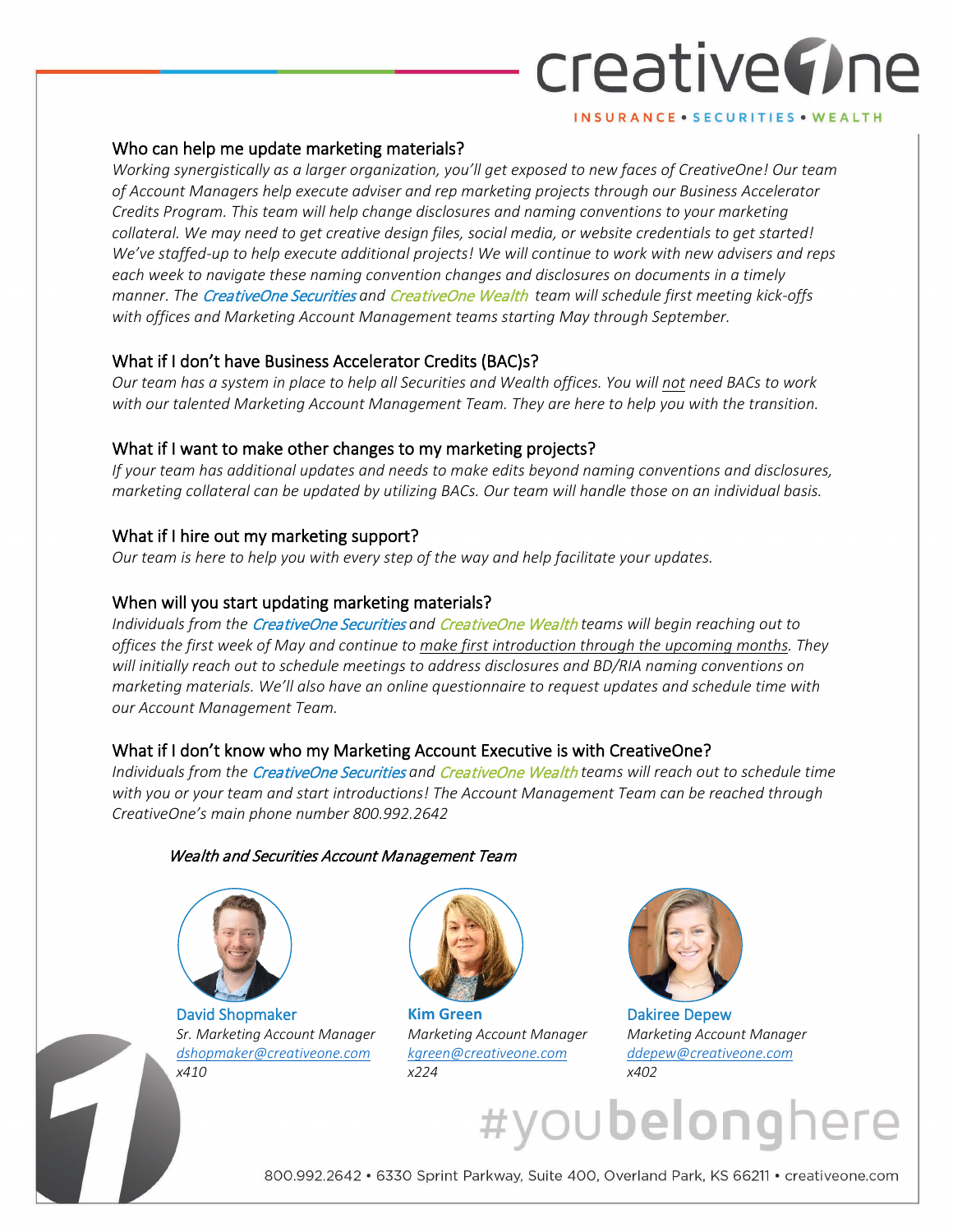## Who can help me update marketing materials?

*Working synergistically as a larger organization, you'll get exposed to new faces of CreativeOne! Our team of Account Managers help execute adviser and rep marketing projects through our Business Accelerator Credits Program. This team will help change disclosures and naming conventions to your marketing collateral. We may need to get creative design files, social media, or website credentials to get started! We've staffed-up to help execute additional projects! We will continue to work with new advisers and reps each week to navigate these naming convention changes and disclosures on documents in a timely manner. The CreativeOne Securities and CreativeOne Wealth team will schedule first meeting kick-offs with offices and Marketing Account Management teams starting May through September.*

## What if I don't have Business Accelerator Credits (BAC)s?

*Our team has a system in place to help all Securities and Wealth offices. You will not need BACs to work with our talented Marketing Account Management Team. They are here to help you with the transition.*

## What if I want to make other changes to my marketing projects?

*If your team has additional updates and needs to make edits beyond naming conventions and disclosures, marketing collateral can be updated by utilizing BACs. Our team will handle those on an individual basis.*

## What if I hire out my marketing support?

*Our team is here to help you with every step of the way and help facilitate your updates.*

## When will you start updating marketing materials?

*Individuals from the CreativeOne Securities and CreativeOne Wealth teams will begin reaching out to offices the first week of May and continue to make first introduction through the upcoming months. They will initially reach out to schedule meetings to address disclosures and BD/RIA naming conventions on marketing materials. We'll also have an online questionnaire to request updates and schedule time with our Account Management Team.*

## What if I don't know who my Marketing Account Executive is with CreativeOne?

*Individuals from the CreativeOne Securities and CreativeOne Wealth teams will reach out to schedule time with you or your team and start introductions! The Account Management Team can be reached through CreativeOne's main phone number 800.992.2642*

### *Wealth and Securities Account Management Team*

**David Shopmaker**
*Sr. Marketing Account Manager*
*dshopmaker@creativeone.com*
*x410*

**Kim Green**
*Marketing Account Manager*
*kgreen@creativeone.com*
*x224*

**Dakiree Depew**
*Marketing Account Manager*
*ddepew@creativeone.com*
*x402*

#youbelonghere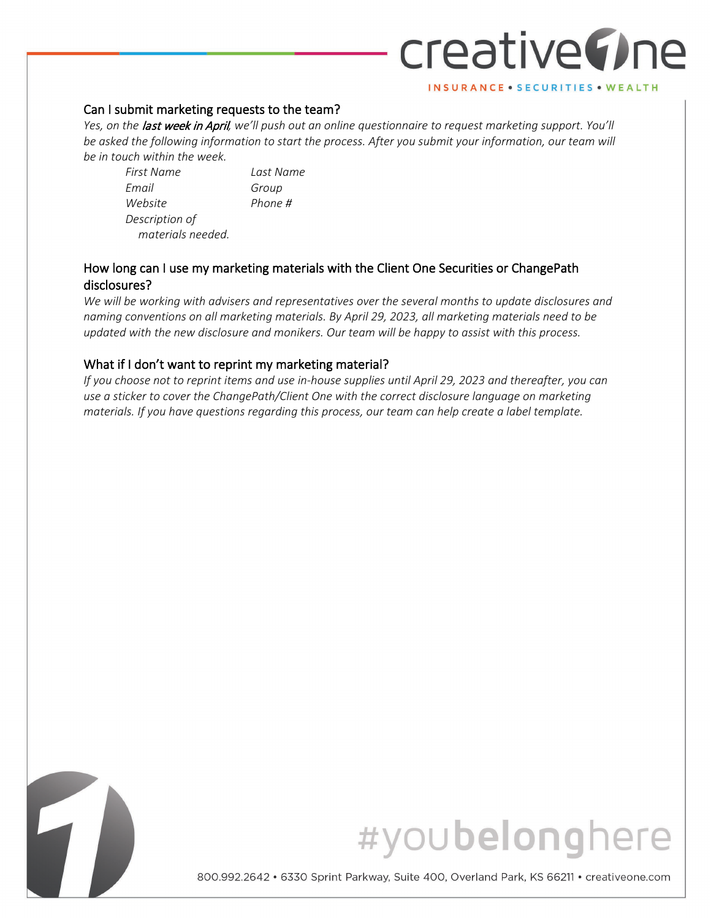### Can I submit marketing requests to the team?

*Yes, on the* ***last week in April****, we'll push out an online questionnaire to request marketing support. You'll be asked the following information to start the process. After you submit your information, our team will be in touch within the week.*

| | |
|---|---|
| *First Name* | *Last Name* |
| *Email* | *Group* |
| *Website* | *Phone #* |
| *Description of materials needed.* | |

### How long can I use my marketing materials with the Client One Securities or ChangePath disclosures?

*We will be working with advisers and representatives over the several months to update disclosures and naming conventions on all marketing materials. By April 29, 2023, all marketing materials need to be updated with the new disclosure and monikers. Our team will be happy to assist with this process.*

### What if I don't want to reprint my marketing material?

*If you choose not to reprint items and use in-house supplies until April 29, 2023 and thereafter, you can use a sticker to cover the ChangePath/Client One with the correct disclosure language on marketing materials. If you have questions regarding this process, our team can help create a label template.*